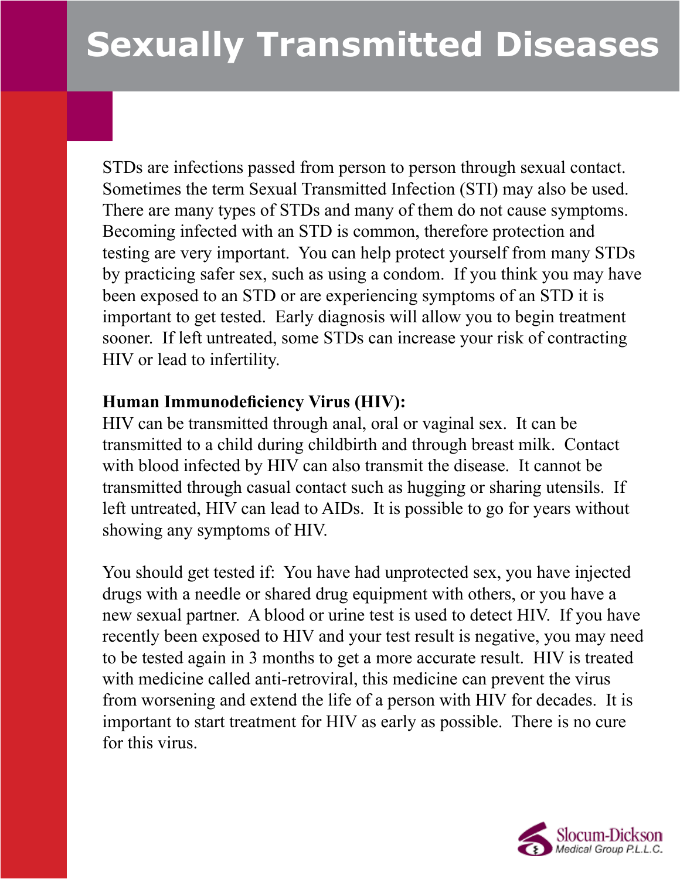# Sexually Transmitted Diseases

STDs are infections passed from person to person through sexual contact. Sometimes the term Sexual Transmitted Infection (STI) may also be used. There are many types of STDs and many of them do not cause symptoms. Becoming infected with an STD is common, therefore protection and testing are very important. You can help protect yourself from many STDs by practicing safer sex, such as using a condom. If you think you may have been exposed to an STD or are experiencing symptoms of an STD it is important to get tested. Early diagnosis will allow you to begin treatment sooner. If left untreated, some STDs can increase your risk of contracting HIV or lead to infertility.

**Human Immunodeficiency Virus (HIV):**
HIV can be transmitted through anal, oral or vaginal sex. It can be transmitted to a child during childbirth and through breast milk. Contact with blood infected by HIV can also transmit the disease. It cannot be transmitted through casual contact such as hugging or sharing utensils. If left untreated, HIV can lead to AIDs. It is possible to go for years without showing any symptoms of HIV.

You should get tested if: You have had unprotected sex, you have injected drugs with a needle or shared drug equipment with others, or you have a new sexual partner. A blood or urine test is used to detect HIV. If you have recently been exposed to HIV and your test result is negative, you may need to be tested again in 3 months to get a more accurate result. HIV is treated with medicine called anti-retroviral, this medicine can prevent the virus from worsening and extend the life of a person with HIV for decades. It is important to start treatment for HIV as early as possible. There is no cure for this virus.

Slocum-Dickson Medical Group P.L.L.C.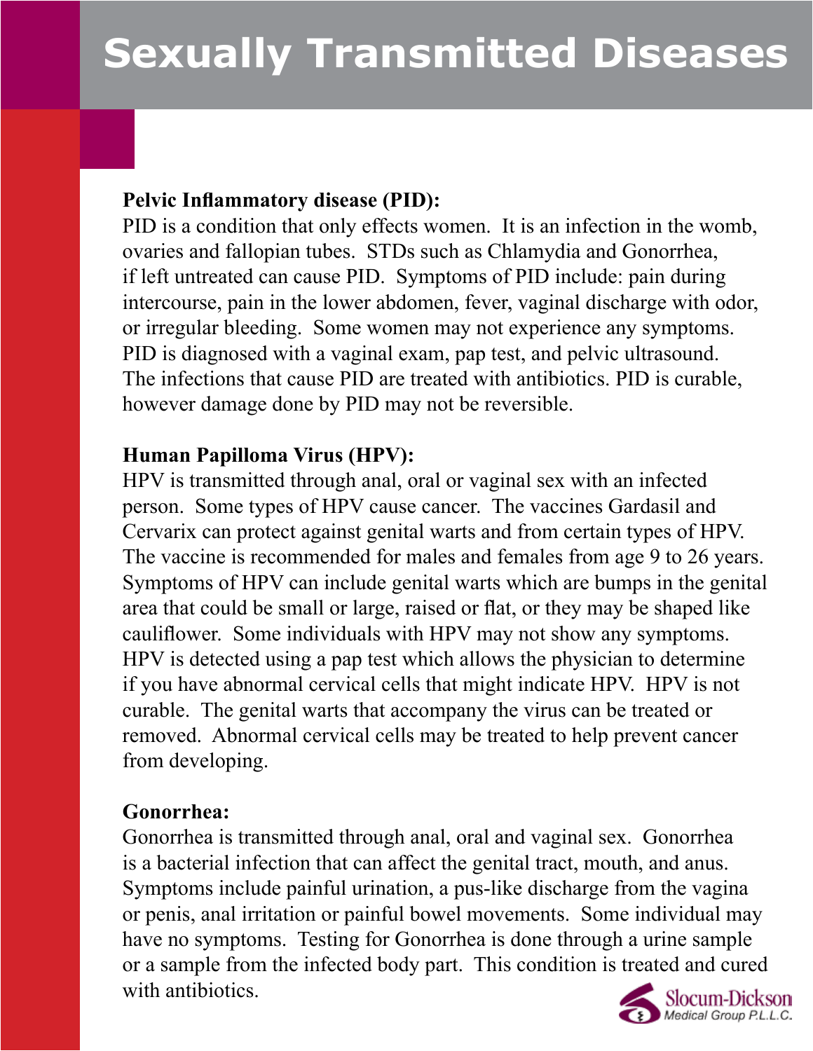# Sexually Transmitted Diseases

**Pelvic Inflammatory disease (PID):**
PID is a condition that only effects women. It is an infection in the womb, ovaries and fallopian tubes. STDs such as Chlamydia and Gonorrhea, if left untreated can cause PID. Symptoms of PID include: pain during intercourse, pain in the lower abdomen, fever, vaginal discharge with odor, or irregular bleeding. Some women may not experience any symptoms. PID is diagnosed with a vaginal exam, pap test, and pelvic ultrasound. The infections that cause PID are treated with antibiotics. PID is curable, however damage done by PID may not be reversible.

**Human Papilloma Virus (HPV):**
HPV is transmitted through anal, oral or vaginal sex with an infected person. Some types of HPV cause cancer. The vaccines Gardasil and Cervarix can protect against genital warts and from certain types of HPV. The vaccine is recommended for males and females from age 9 to 26 years. Symptoms of HPV can include genital warts which are bumps in the genital area that could be small or large, raised or flat, or they may be shaped like cauliflower. Some individuals with HPV may not show any symptoms. HPV is detected using a pap test which allows the physician to determine if you have abnormal cervical cells that might indicate HPV. HPV is not curable. The genital warts that accompany the virus can be treated or removed. Abnormal cervical cells may be treated to help prevent cancer from developing.

**Gonorrhea:**
Gonorrhea is transmitted through anal, oral and vaginal sex. Gonorrhea is a bacterial infection that can affect the genital tract, mouth, and anus. Symptoms include painful urination, a pus-like discharge from the vagina or penis, anal irritation or painful bowel movements. Some individual may have no symptoms. Testing for Gonorrhea is done through a urine sample or a sample from the infected body part. This condition is treated and cured with antibiotics.

Slocum-Dickson Medical Group P.L.L.C.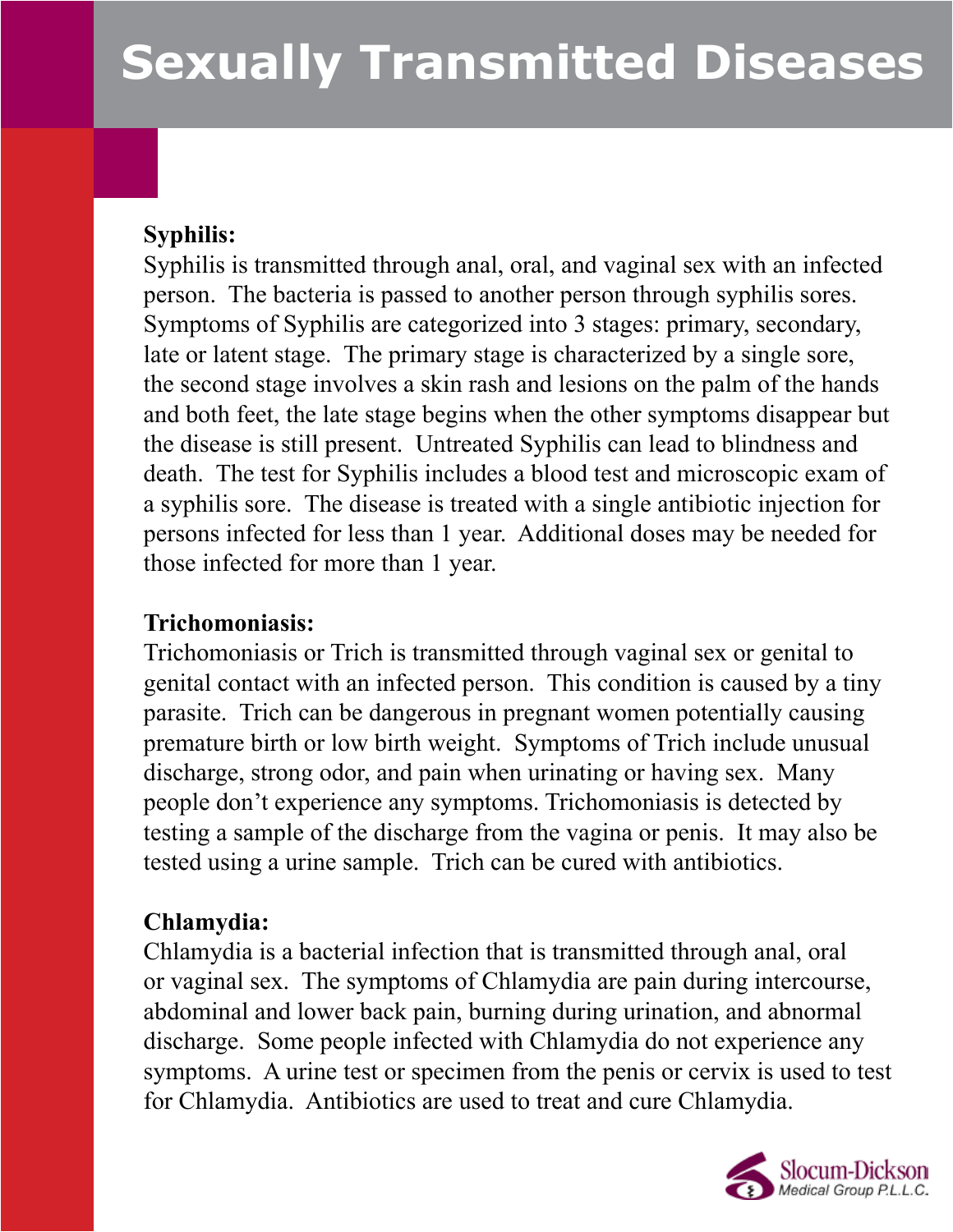# Sexually Transmitted Diseases

**Syphilis:**

Syphilis is transmitted through anal, oral, and vaginal sex with an infected person. The bacteria is passed to another person through syphilis sores. Symptoms of Syphilis are categorized into 3 stages: primary, secondary, late or latent stage. The primary stage is characterized by a single sore, the second stage involves a skin rash and lesions on the palm of the hands and both feet, the late stage begins when the other symptoms disappear but the disease is still present. Untreated Syphilis can lead to blindness and death. The test for Syphilis includes a blood test and microscopic exam of a syphilis sore. The disease is treated with a single antibiotic injection for persons infected for less than 1 year. Additional doses may be needed for those infected for more than 1 year.

**Trichomoniasis:**

Trichomoniasis or Trich is transmitted through vaginal sex or genital to genital contact with an infected person. This condition is caused by a tiny parasite. Trich can be dangerous in pregnant women potentially causing premature birth or low birth weight. Symptoms of Trich include unusual discharge, strong odor, and pain when urinating or having sex. Many people don't experience any symptoms. Trichomoniasis is detected by testing a sample of the discharge from the vagina or penis. It may also be tested using a urine sample. Trich can be cured with antibiotics.

**Chlamydia:**

Chlamydia is a bacterial infection that is transmitted through anal, oral or vaginal sex. The symptoms of Chlamydia are pain during intercourse, abdominal and lower back pain, burning during urination, and abnormal discharge. Some people infected with Chlamydia do not experience any symptoms. A urine test or specimen from the penis or cervix is used to test for Chlamydia. Antibiotics are used to treat and cure Chlamydia.

Slocum-Dickson
*Medical Group P.L.L.C.*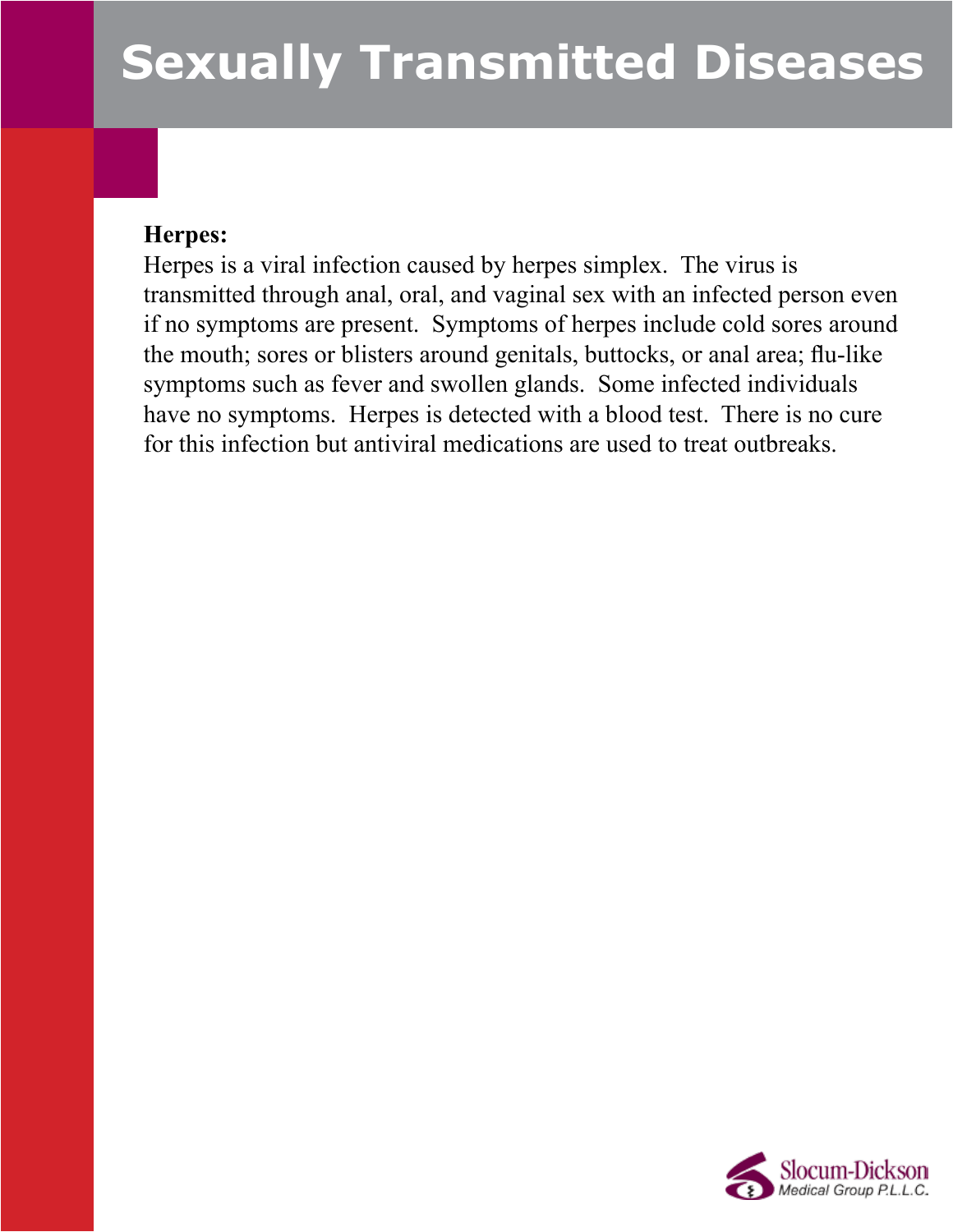# Sexually Transmitted Diseases

**Herpes:**
Herpes is a viral infection caused by herpes simplex. The virus is transmitted through anal, oral, and vaginal sex with an infected person even if no symptoms are present. Symptoms of herpes include cold sores around the mouth; sores or blisters around genitals, buttocks, or anal area; flu-like symptoms such as fever and swollen glands. Some infected individuals have no symptoms. Herpes is detected with a blood test. There is no cure for this infection but antiviral medications are used to treat outbreaks.

Slocum-Dickson
Medical Group P.L.L.C.